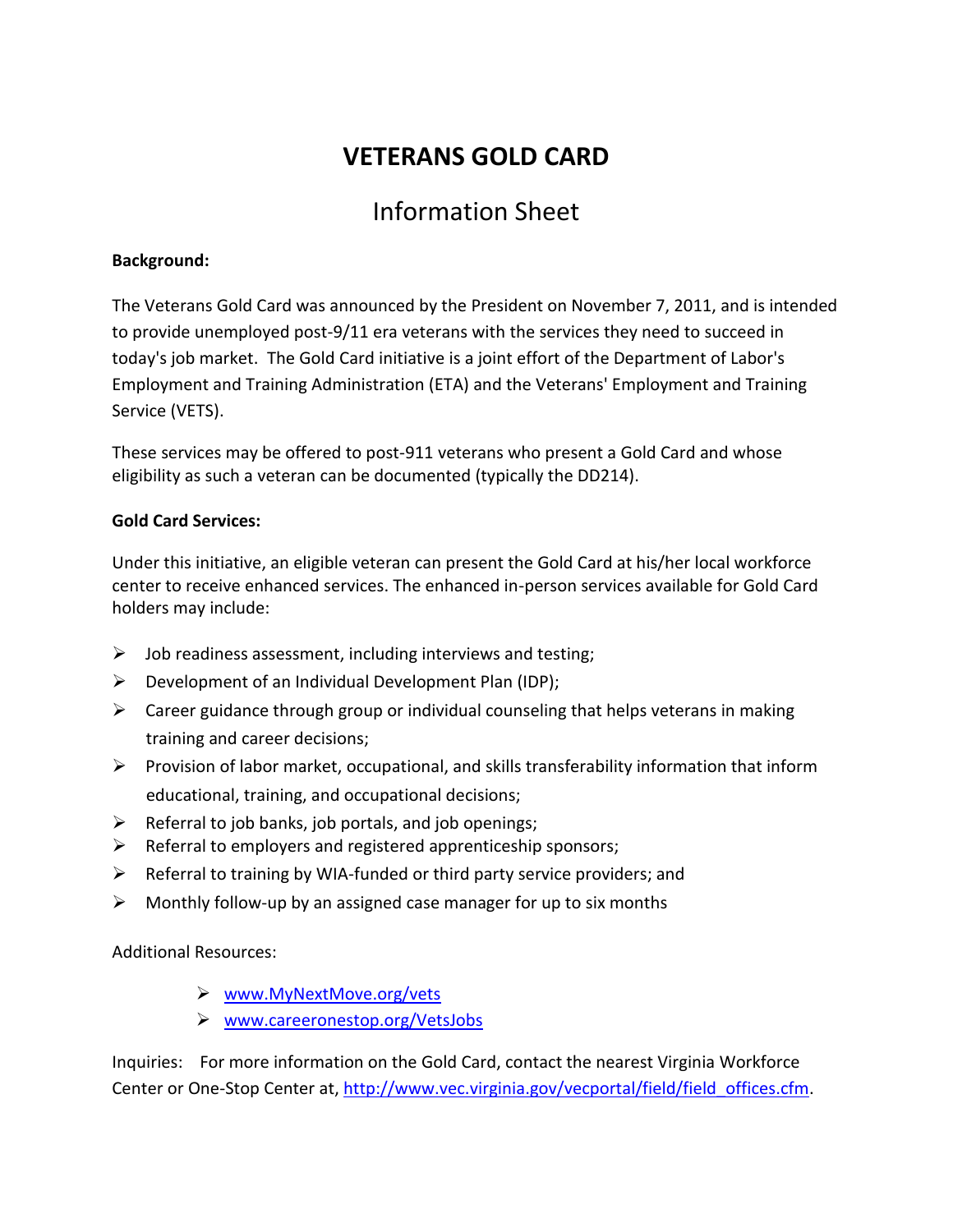# VETERANS GOLD CARD

## Information Sheet

**Background:**

The Veterans Gold Card was announced by the President on November 7, 2011, and is intended to provide unemployed post-9/11 era veterans with the services they need to succeed in today's job market. The Gold Card initiative is a joint effort of the Department of Labor's Employment and Training Administration (ETA) and the Veterans' Employment and Training Service (VETS).

These services may be offered to post-911 veterans who present a Gold Card and whose eligibility as such a veteran can be documented (typically the DD214).

**Gold Card Services:**

Under this initiative, an eligible veteran can present the Gold Card at his/her local workforce center to receive enhanced services. The enhanced in-person services available for Gold Card holders may include:

- Job readiness assessment, including interviews and testing;
- Development of an Individual Development Plan (IDP);
- Career guidance through group or individual counseling that helps veterans in making training and career decisions;
- Provision of labor market, occupational, and skills transferability information that inform educational, training, and occupational decisions;
- Referral to job banks, job portals, and job openings;
- Referral to employers and registered apprenticeship sponsors;
- Referral to training by WIA-funded or third party service providers; and
- Monthly follow-up by an assigned case manager for up to six months

Additional Resources:

- www.MyNextMove.org/vets
- www.careeronestop.org/VetsJobs

Inquiries: For more information on the Gold Card, contact the nearest Virginia Workforce Center or One-Stop Center at, http://www.vec.virginia.gov/vecportal/field/field_offices.cfm.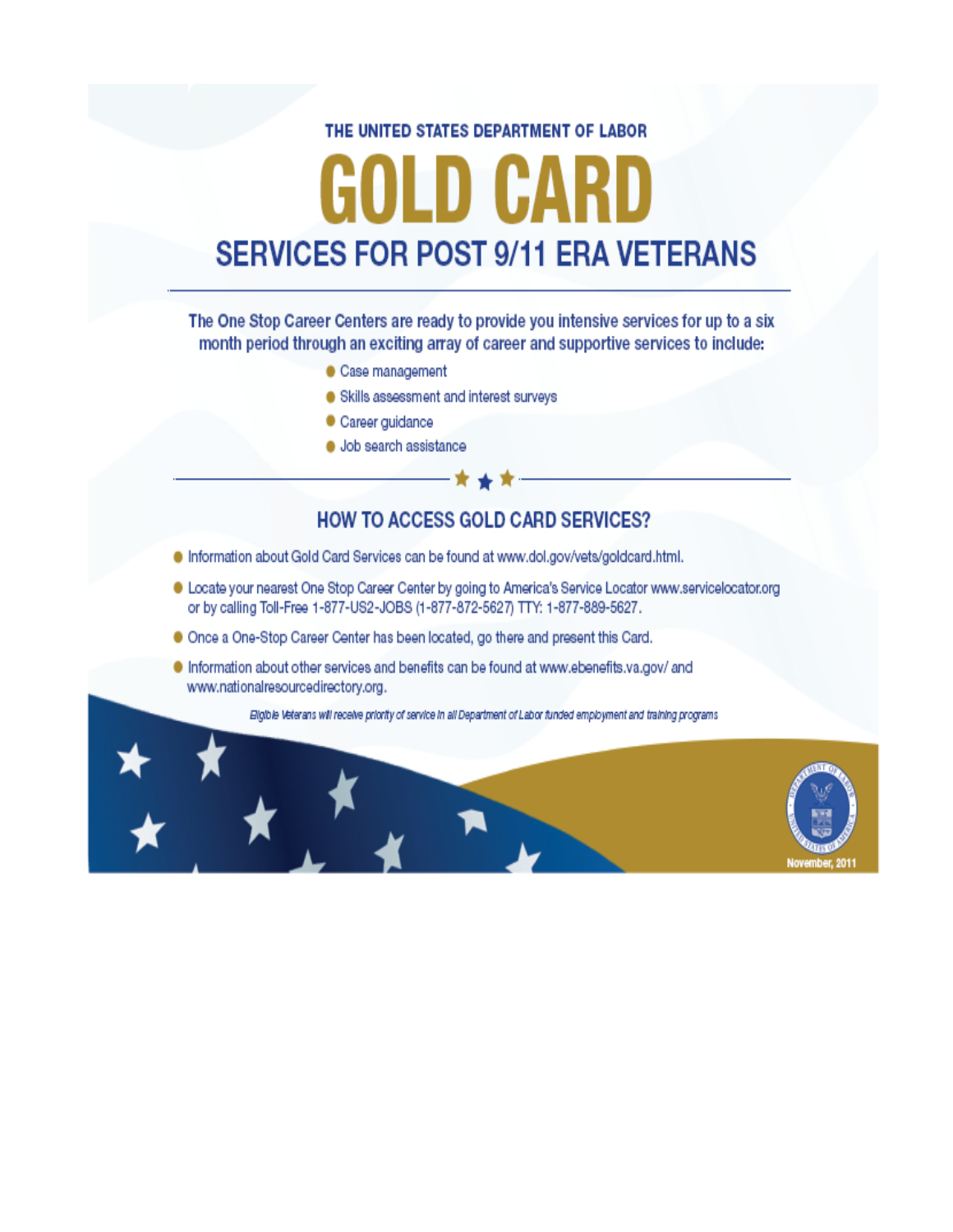THE UNITED STATES DEPARTMENT OF LABOR

# GOLD CARD

## SERVICES FOR POST 9/11 ERA VETERANS

**The One Stop Career Centers are ready to provide you intensive services for up to a six month period through an exciting array of career and supportive services to include:**

- Case management
- Skills assessment and interest surveys
- Career guidance
- Job search assistance

## HOW TO ACCESS GOLD CARD SERVICES?

- Information about Gold Card Services can be found at www.dol.gov/vets/goldcard.html.
- Locate your nearest One Stop Career Center by going to America's Service Locator www.servicelocator.org or by calling Toll-Free 1-877-US2-JOBS (1-877-872-5627) TTY: 1-877-889-5627.
- Once a One-Stop Career Center has been located, go there and present this Card.
- Information about other services and benefits can be found at www.ebenefits.va.gov/ and www.nationalresourcedirectory.org.

*Eligible Veterans will receive priority of service in all Department of Labor funded employment and training programs*

November, 2011